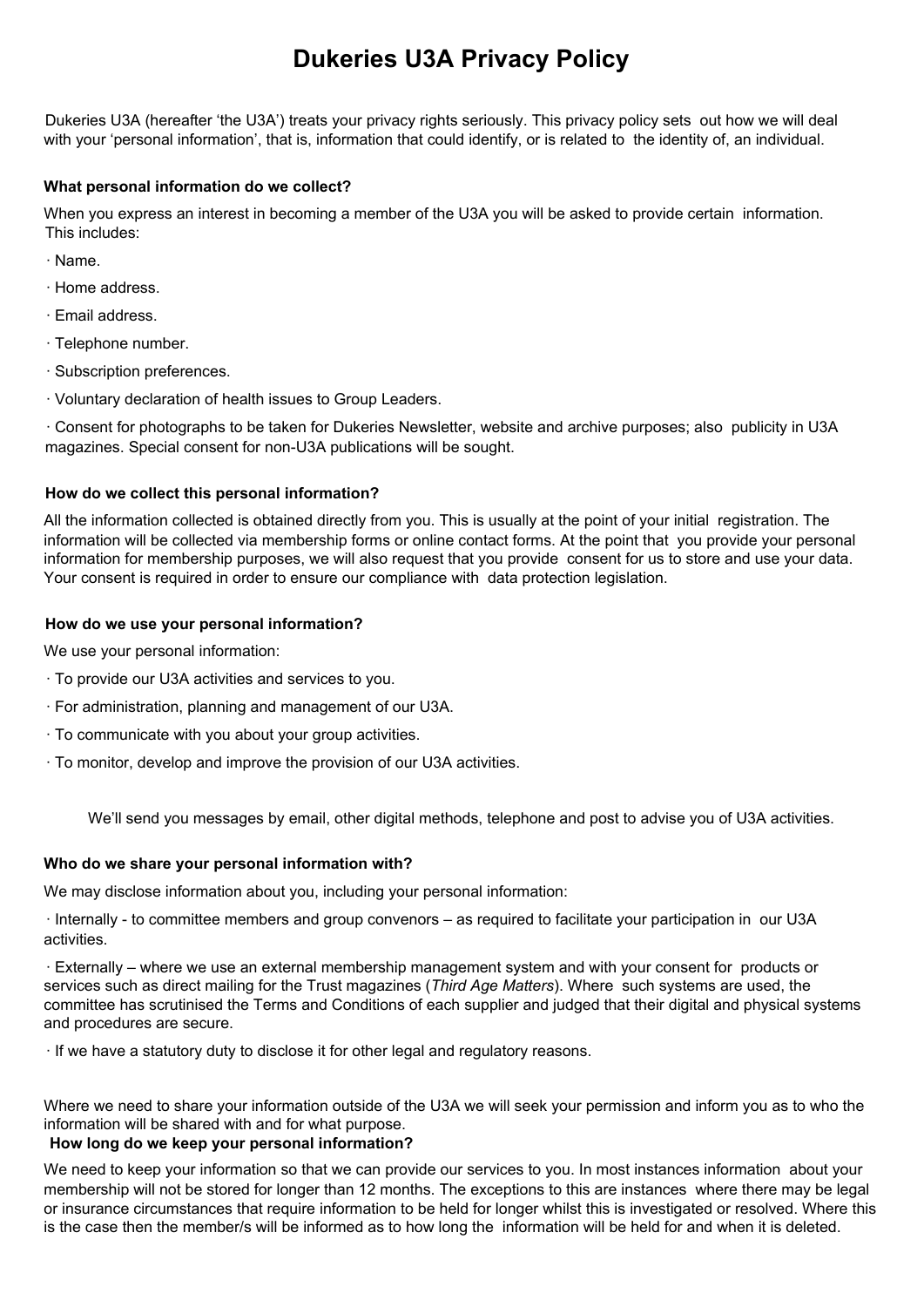# Dukeries U3A Privacy Policy

Dukeries U3A (hereafter 'the U3A') treats your privacy rights seriously. This privacy policy sets out how we will deal with your 'personal information', that is, information that could identify, or is related to the identity of, an individual.

### What personal information do we collect?

When you express an interest in becoming a member of the U3A you will be asked to provide certain information. This includes:

- Name.
- Home address.
- Email address.
- Telephone number.
- Subscription preferences.
- Voluntary declaration of health issues to Group Leaders.
- Consent for photographs to be taken for Dukeries Newsletter, website and archive purposes; also publicity in U3A magazines. Special consent for non-U3A publications will be sought.

### How do we collect this personal information?

All the information collected is obtained directly from you. This is usually at the point of your initial registration. The information will be collected via membership forms or online contact forms. At the point that you provide your personal information for membership purposes, we will also request that you provide consent for us to store and use your data. Your consent is required in order to ensure our compliance with data protection legislation.

### How do we use your personal information?

We use your personal information:

- To provide our U3A activities and services to you.
- For administration, planning and management of our U3A.
- To communicate with you about your group activities.
- To monitor, develop and improve the provision of our U3A activities.

We'll send you messages by email, other digital methods, telephone and post to advise you of U3A activities.

### Who do we share your personal information with?

We may disclose information about you, including your personal information:

- Internally - to committee members and group convenors – as required to facilitate your participation in our U3A activities.
- Externally – where we use an external membership management system and with your consent for products or services such as direct mailing for the Trust magazines (*Third Age Matters*). Where such systems are used, the committee has scrutinised the Terms and Conditions of each supplier and judged that their digital and physical systems and procedures are secure.
- If we have a statutory duty to disclose it for other legal and regulatory reasons.

Where we need to share your information outside of the U3A we will seek your permission and inform you as to who the information will be shared with and for what purpose.

### How long do we keep your personal information?

We need to keep your information so that we can provide our services to you. In most instances information about your membership will not be stored for longer than 12 months. The exceptions to this are instances where there may be legal or insurance circumstances that require information to be held for longer whilst this is investigated or resolved. Where this is the case then the member/s will be informed as to how long the information will be held for and when it is deleted.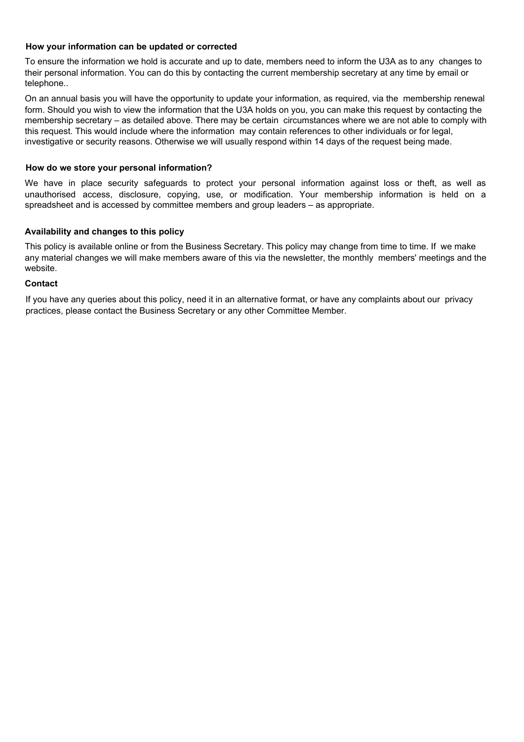**How your information can be updated or corrected**

To ensure the information we hold is accurate and up to date, members need to inform the U3A as to any changes to their personal information. You can do this by contacting the current membership secretary at any time by email or telephone..

On an annual basis you will have the opportunity to update your information, as required, via the membership renewal form. Should you wish to view the information that the U3A holds on you, you can make this request by contacting the membership secretary – as detailed above. There may be certain circumstances where we are not able to comply with this request. This would include where the information may contain references to other individuals or for legal, investigative or security reasons. Otherwise we will usually respond within 14 days of the request being made.

**How do we store your personal information?**

We have in place security safeguards to protect your personal information against loss or theft, as well as unauthorised access, disclosure, copying, use, or modification. Your membership information is held on a spreadsheet and is accessed by committee members and group leaders – as appropriate.

**Availability and changes to this policy**

This policy is available online or from the Business Secretary. This policy may change from time to time. If we make any material changes we will make members aware of this via the newsletter, the monthly members' meetings and the website.

**Contact**

If you have any queries about this policy, need it in an alternative format, or have any complaints about our privacy practices, please contact the Business Secretary or any other Committee Member.